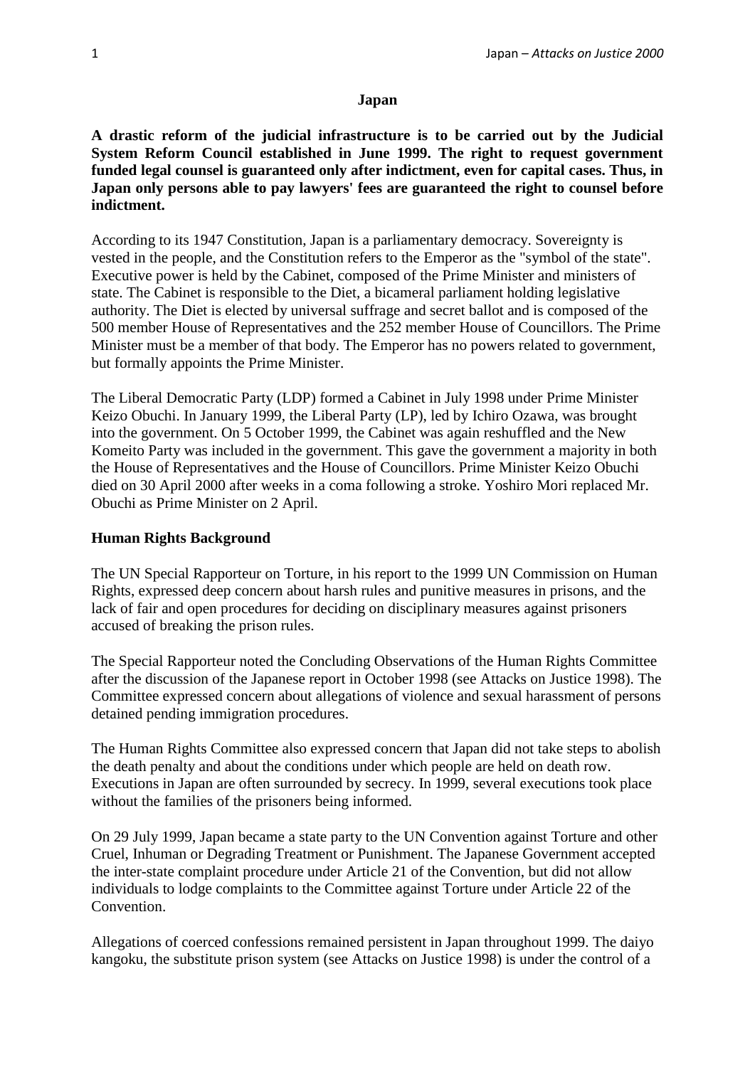# Japan

**A drastic reform of the judicial infrastructure is to be carried out by the Judicial System Reform Council established in June 1999. The right to request government funded legal counsel is guaranteed only after indictment, even for capital cases. Thus, in Japan only persons able to pay lawyers' fees are guaranteed the right to counsel before indictment.**

According to its 1947 Constitution, Japan is a parliamentary democracy. Sovereignty is vested in the people, and the Constitution refers to the Emperor as the "symbol of the state". Executive power is held by the Cabinet, composed of the Prime Minister and ministers of state. The Cabinet is responsible to the Diet, a bicameral parliament holding legislative authority. The Diet is elected by universal suffrage and secret ballot and is composed of the 500 member House of Representatives and the 252 member House of Councillors. The Prime Minister must be a member of that body. The Emperor has no powers related to government, but formally appoints the Prime Minister.

The Liberal Democratic Party (LDP) formed a Cabinet in July 1998 under Prime Minister Keizo Obuchi. In January 1999, the Liberal Party (LP), led by Ichiro Ozawa, was brought into the government. On 5 October 1999, the Cabinet was again reshuffled and the New Komeito Party was included in the government. This gave the government a majority in both the House of Representatives and the House of Councillors. Prime Minister Keizo Obuchi died on 30 April 2000 after weeks in a coma following a stroke. Yoshiro Mori replaced Mr. Obuchi as Prime Minister on 2 April.

## Human Rights Background

The UN Special Rapporteur on Torture, in his report to the 1999 UN Commission on Human Rights, expressed deep concern about harsh rules and punitive measures in prisons, and the lack of fair and open procedures for deciding on disciplinary measures against prisoners accused of breaking the prison rules.

The Special Rapporteur noted the Concluding Observations of the Human Rights Committee after the discussion of the Japanese report in October 1998 (see Attacks on Justice 1998). The Committee expressed concern about allegations of violence and sexual harassment of persons detained pending immigration procedures.

The Human Rights Committee also expressed concern that Japan did not take steps to abolish the death penalty and about the conditions under which people are held on death row. Executions in Japan are often surrounded by secrecy. In 1999, several executions took place without the families of the prisoners being informed.

On 29 July 1999, Japan became a state party to the UN Convention against Torture and other Cruel, Inhuman or Degrading Treatment or Punishment. The Japanese Government accepted the inter-state complaint procedure under Article 21 of the Convention, but did not allow individuals to lodge complaints to the Committee against Torture under Article 22 of the Convention.

Allegations of coerced confessions remained persistent in Japan throughout 1999. The daiyo kangoku, the substitute prison system (see Attacks on Justice 1998) is under the control of a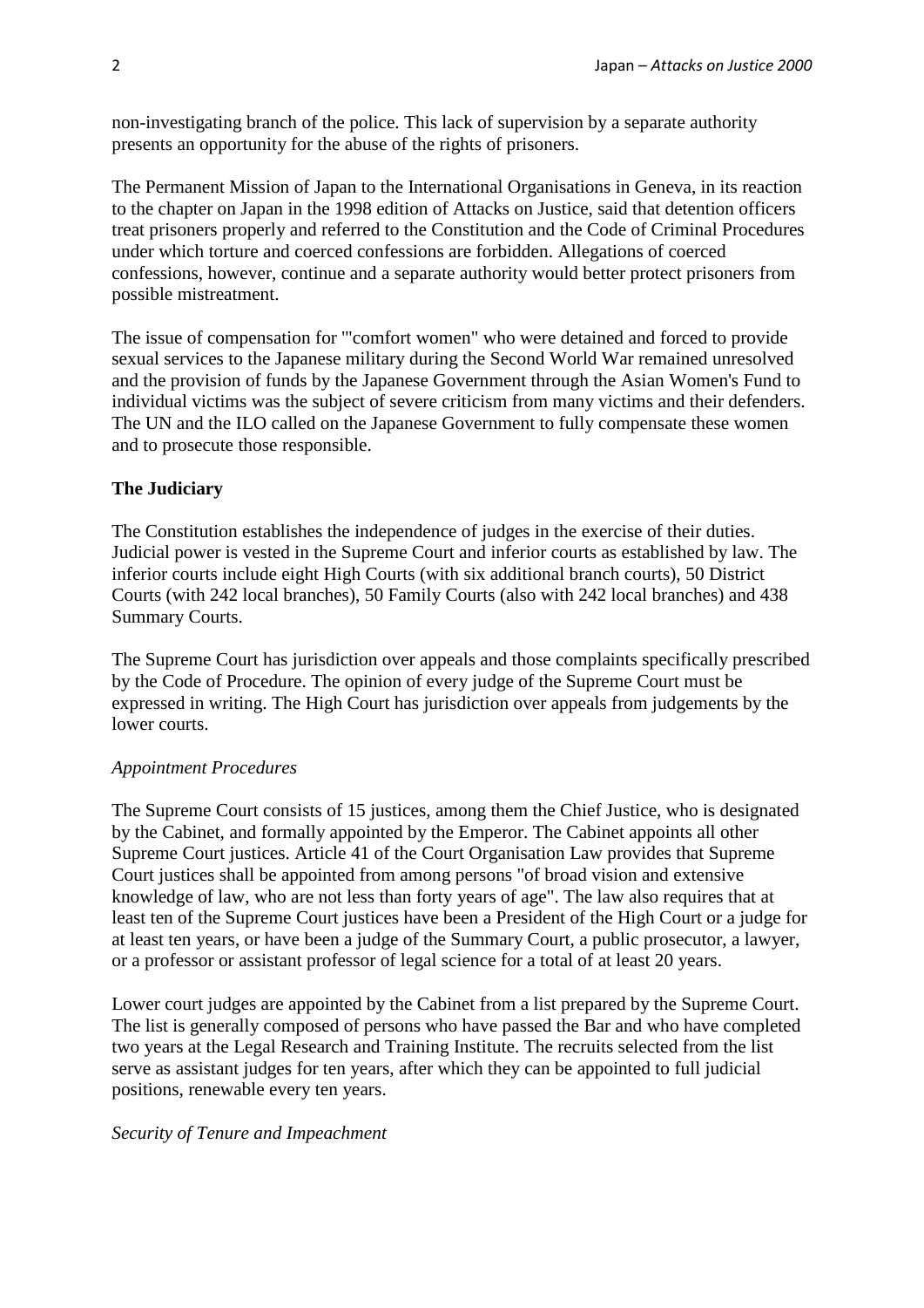non-investigating branch of the police. This lack of supervision by a separate authority presents an opportunity for the abuse of the rights of prisoners.

The Permanent Mission of Japan to the International Organisations in Geneva, in its reaction to the chapter on Japan in the 1998 edition of Attacks on Justice, said that detention officers treat prisoners properly and referred to the Constitution and the Code of Criminal Procedures under which torture and coerced confessions are forbidden. Allegations of coerced confessions, however, continue and a separate authority would better protect prisoners from possible mistreatment.

The issue of compensation for "'comfort women" who were detained and forced to provide sexual services to the Japanese military during the Second World War remained unresolved and the provision of funds by the Japanese Government through the Asian Women's Fund to individual victims was the subject of severe criticism from many victims and their defenders. The UN and the ILO called on the Japanese Government to fully compensate these women and to prosecute those responsible.

**The Judiciary**

The Constitution establishes the independence of judges in the exercise of their duties. Judicial power is vested in the Supreme Court and inferior courts as established by law. The inferior courts include eight High Courts (with six additional branch courts), 50 District Courts (with 242 local branches), 50 Family Courts (also with 242 local branches) and 438 Summary Courts.

The Supreme Court has jurisdiction over appeals and those complaints specifically prescribed by the Code of Procedure. The opinion of every judge of the Supreme Court must be expressed in writing. The High Court has jurisdiction over appeals from judgements by the lower courts.

*Appointment Procedures*

The Supreme Court consists of 15 justices, among them the Chief Justice, who is designated by the Cabinet, and formally appointed by the Emperor. The Cabinet appoints all other Supreme Court justices. Article 41 of the Court Organisation Law provides that Supreme Court justices shall be appointed from among persons "of broad vision and extensive knowledge of law, who are not less than forty years of age". The law also requires that at least ten of the Supreme Court justices have been a President of the High Court or a judge for at least ten years, or have been a judge of the Summary Court, a public prosecutor, a lawyer, or a professor or assistant professor of legal science for a total of at least 20 years.

Lower court judges are appointed by the Cabinet from a list prepared by the Supreme Court. The list is generally composed of persons who have passed the Bar and who have completed two years at the Legal Research and Training Institute. The recruits selected from the list serve as assistant judges for ten years, after which they can be appointed to full judicial positions, renewable every ten years.

*Security of Tenure and Impeachment*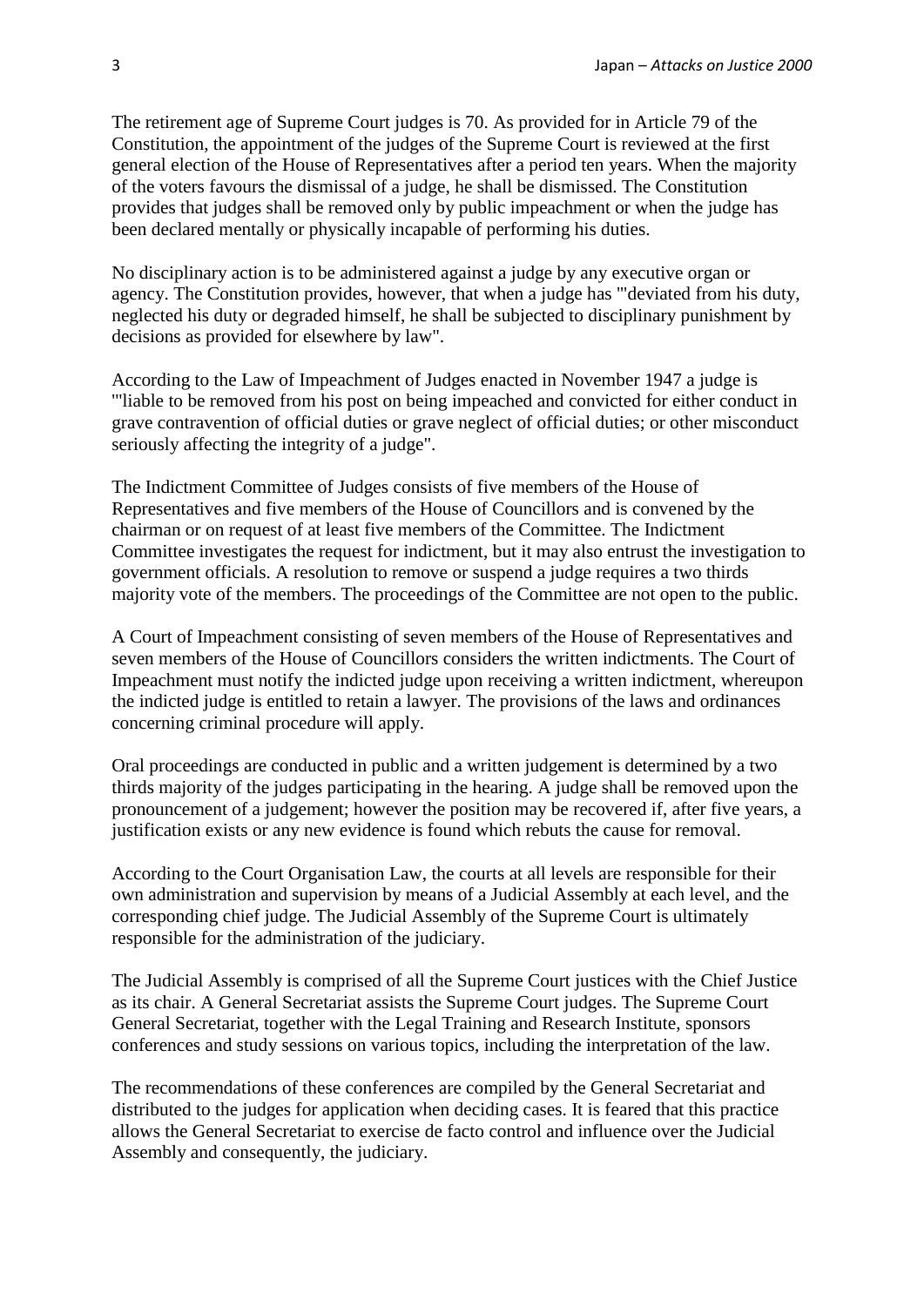The retirement age of Supreme Court judges is 70. As provided for in Article 79 of the Constitution, the appointment of the judges of the Supreme Court is reviewed at the first general election of the House of Representatives after a period ten years. When the majority of the voters favours the dismissal of a judge, he shall be dismissed. The Constitution provides that judges shall be removed only by public impeachment or when the judge has been declared mentally or physically incapable of performing his duties.

No disciplinary action is to be administered against a judge by any executive organ or agency. The Constitution provides, however, that when a judge has "'deviated from his duty, neglected his duty or degraded himself, he shall be subjected to disciplinary punishment by decisions as provided for elsewhere by law".

According to the Law of Impeachment of Judges enacted in November 1947 a judge is "'liable to be removed from his post on being impeached and convicted for either conduct in grave contravention of official duties or grave neglect of official duties; or other misconduct seriously affecting the integrity of a judge".

The Indictment Committee of Judges consists of five members of the House of Representatives and five members of the House of Councillors and is convened by the chairman or on request of at least five members of the Committee. The Indictment Committee investigates the request for indictment, but it may also entrust the investigation to government officials. A resolution to remove or suspend a judge requires a two thirds majority vote of the members. The proceedings of the Committee are not open to the public.

A Court of Impeachment consisting of seven members of the House of Representatives and seven members of the House of Councillors considers the written indictments. The Court of Impeachment must notify the indicted judge upon receiving a written indictment, whereupon the indicted judge is entitled to retain a lawyer. The provisions of the laws and ordinances concerning criminal procedure will apply.

Oral proceedings are conducted in public and a written judgement is determined by a two thirds majority of the judges participating in the hearing. A judge shall be removed upon the pronouncement of a judgement; however the position may be recovered if, after five years, a justification exists or any new evidence is found which rebuts the cause for removal.

According to the Court Organisation Law, the courts at all levels are responsible for their own administration and supervision by means of a Judicial Assembly at each level, and the corresponding chief judge. The Judicial Assembly of the Supreme Court is ultimately responsible for the administration of the judiciary.

The Judicial Assembly is comprised of all the Supreme Court justices with the Chief Justice as its chair. A General Secretariat assists the Supreme Court judges. The Supreme Court General Secretariat, together with the Legal Training and Research Institute, sponsors conferences and study sessions on various topics, including the interpretation of the law.

The recommendations of these conferences are compiled by the General Secretariat and distributed to the judges for application when deciding cases. It is feared that this practice allows the General Secretariat to exercise de facto control and influence over the Judicial Assembly and consequently, the judiciary.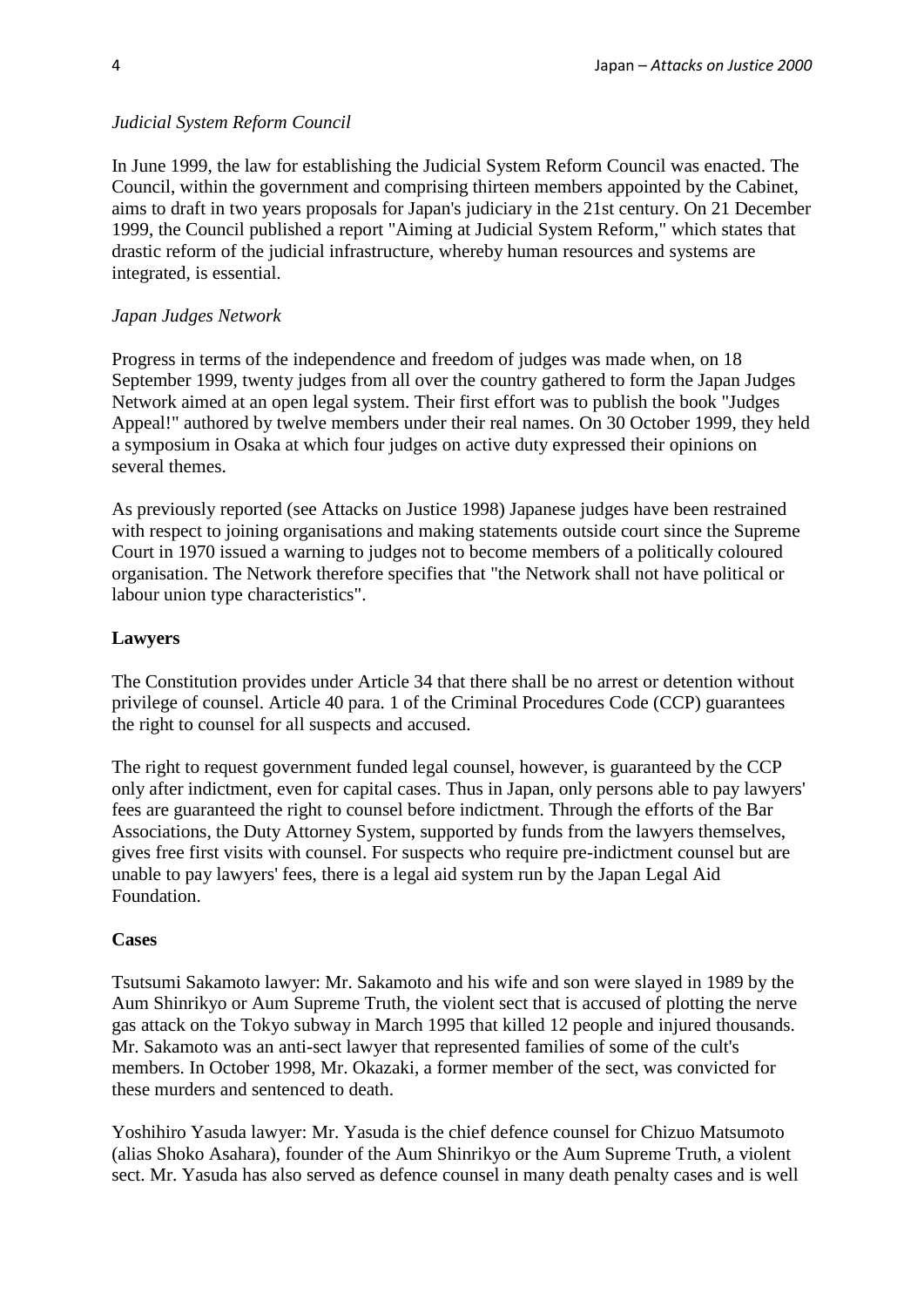*Judicial System Reform Council*

In June 1999, the law for establishing the Judicial System Reform Council was enacted. The Council, within the government and comprising thirteen members appointed by the Cabinet, aims to draft in two years proposals for Japan's judiciary in the 21st century. On 21 December 1999, the Council published a report "Aiming at Judicial System Reform," which states that drastic reform of the judicial infrastructure, whereby human resources and systems are integrated, is essential.

*Japan Judges Network*

Progress in terms of the independence and freedom of judges was made when, on 18 September 1999, twenty judges from all over the country gathered to form the Japan Judges Network aimed at an open legal system. Their first effort was to publish the book "Judges Appeal!" authored by twelve members under their real names. On 30 October 1999, they held a symposium in Osaka at which four judges on active duty expressed their opinions on several themes.

As previously reported (see Attacks on Justice 1998) Japanese judges have been restrained with respect to joining organisations and making statements outside court since the Supreme Court in 1970 issued a warning to judges not to become members of a politically coloured organisation. The Network therefore specifies that "the Network shall not have political or labour union type characteristics".

**Lawyers**

The Constitution provides under Article 34 that there shall be no arrest or detention without privilege of counsel. Article 40 para. 1 of the Criminal Procedures Code (CCP) guarantees the right to counsel for all suspects and accused.

The right to request government funded legal counsel, however, is guaranteed by the CCP only after indictment, even for capital cases. Thus in Japan, only persons able to pay lawyers' fees are guaranteed the right to counsel before indictment. Through the efforts of the Bar Associations, the Duty Attorney System, supported by funds from the lawyers themselves, gives free first visits with counsel. For suspects who require pre-indictment counsel but are unable to pay lawyers' fees, there is a legal aid system run by the Japan Legal Aid Foundation.

**Cases**

Tsutsumi Sakamoto lawyer: Mr. Sakamoto and his wife and son were slayed in 1989 by the Aum Shinrikyo or Aum Supreme Truth, the violent sect that is accused of plotting the nerve gas attack on the Tokyo subway in March 1995 that killed 12 people and injured thousands. Mr. Sakamoto was an anti-sect lawyer that represented families of some of the cult's members. In October 1998, Mr. Okazaki, a former member of the sect, was convicted for these murders and sentenced to death.

Yoshihiro Yasuda lawyer: Mr. Yasuda is the chief defence counsel for Chizuo Matsumoto (alias Shoko Asahara), founder of the Aum Shinrikyo or the Aum Supreme Truth, a violent sect. Mr. Yasuda has also served as defence counsel in many death penalty cases and is well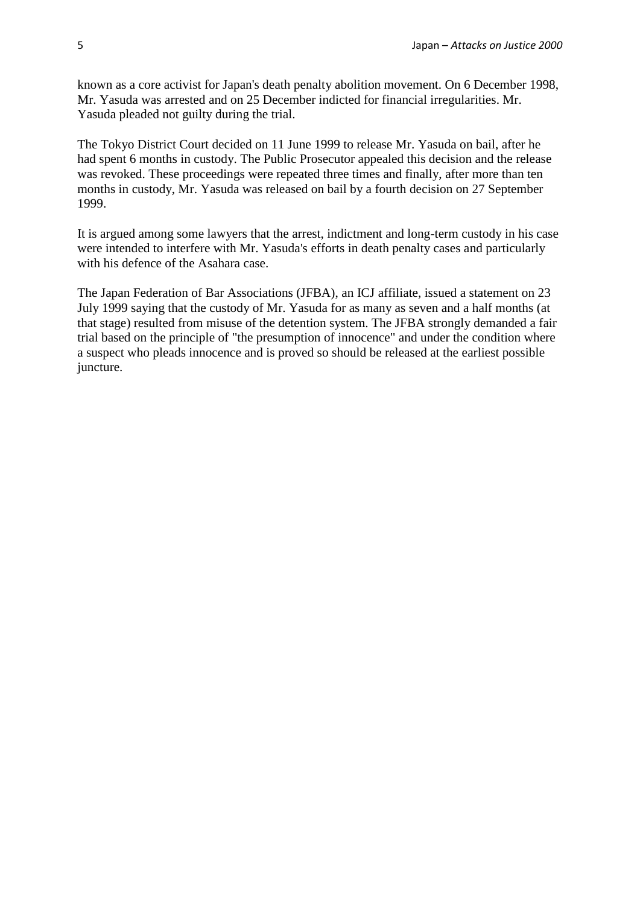known as a core activist for Japan's death penalty abolition movement. On 6 December 1998, Mr. Yasuda was arrested and on 25 December indicted for financial irregularities. Mr. Yasuda pleaded not guilty during the trial.

The Tokyo District Court decided on 11 June 1999 to release Mr. Yasuda on bail, after he had spent 6 months in custody. The Public Prosecutor appealed this decision and the release was revoked. These proceedings were repeated three times and finally, after more than ten months in custody, Mr. Yasuda was released on bail by a fourth decision on 27 September 1999.

It is argued among some lawyers that the arrest, indictment and long-term custody in his case were intended to interfere with Mr. Yasuda's efforts in death penalty cases and particularly with his defence of the Asahara case.

The Japan Federation of Bar Associations (JFBA), an ICJ affiliate, issued a statement on 23 July 1999 saying that the custody of Mr. Yasuda for as many as seven and a half months (at that stage) resulted from misuse of the detention system. The JFBA strongly demanded a fair trial based on the principle of "the presumption of innocence" and under the condition where a suspect who pleads innocence and is proved so should be released at the earliest possible juncture.